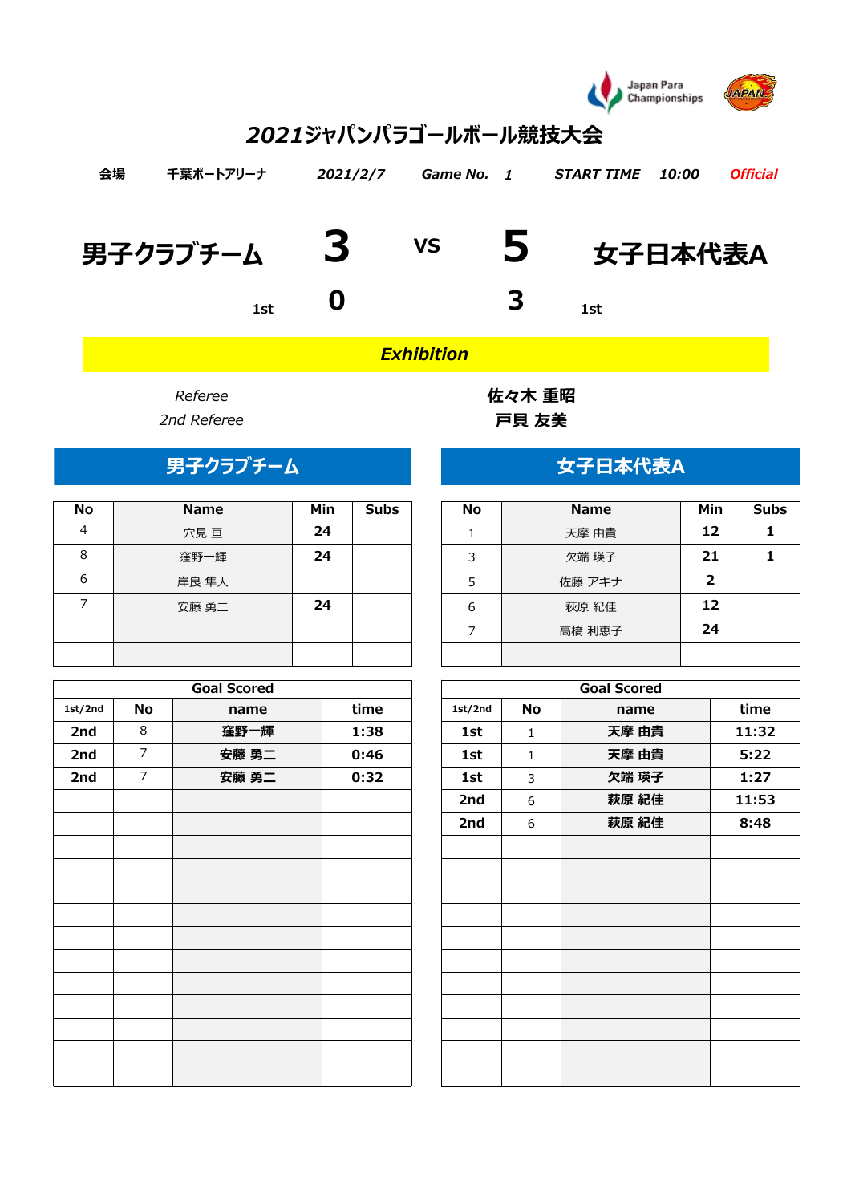# 2021ジャパンパラゴールボール競技大会

| 会場 | 千葉ポートアリーナ | 2021/2/7 | Game No. 1 | START TIME | 10:00 | Official |
|---|---|---|---|---|---|---|

## 男子クラブチーム 3 VS 5 女子日本代表A

1st 0 — 3 1st

**Exhibition**

| | |
|---|---|
| Referee | 佐々木 重昭 |
| 2nd Referee | 戸貝 友美 |

### 男子クラブチーム

| No | Name | Min | Subs |
|---|---|---|---|
| 4 | 穴見 亘 | 24 | |
| 8 | 窪野一輝 | 24 | |
| 6 | 岸良 隼人 | | |
| 7 | 安藤 勇二 | 24 | |
| | | | |
| | | | |

### 女子日本代表A

| No | Name | Min | Subs |
|---|---|---|---|
| 1 | 天摩 由貴 | 12 | 1 |
| 3 | 欠端 瑛子 | 21 | 1 |
| 5 | 佐藤 アキナ | 2 | |
| 6 | 萩原 紀佳 | 12 | |
| 7 | 高橋 利恵子 | 24 | |
| | | | |

### Goal Scored（男子クラブチーム）

| 1st/2nd | No | name | time |
|---|---|---|---|
| 2nd | 8 | 窪野一輝 | 1:38 |
| 2nd | 7 | 安藤 勇二 | 0:46 |
| 2nd | 7 | 安藤 勇二 | 0:32 |

### Goal Scored（女子日本代表A）

| 1st/2nd | No | name | time |
|---|---|---|---|
| 1st | 1 | 天摩 由貴 | 11:32 |
| 1st | 1 | 天摩 由貴 | 5:22 |
| 1st | 3 | 欠端 瑛子 | 1:27 |
| 2nd | 6 | 萩原 紀佳 | 11:53 |
| 2nd | 6 | 萩原 紀佳 | 8:48 |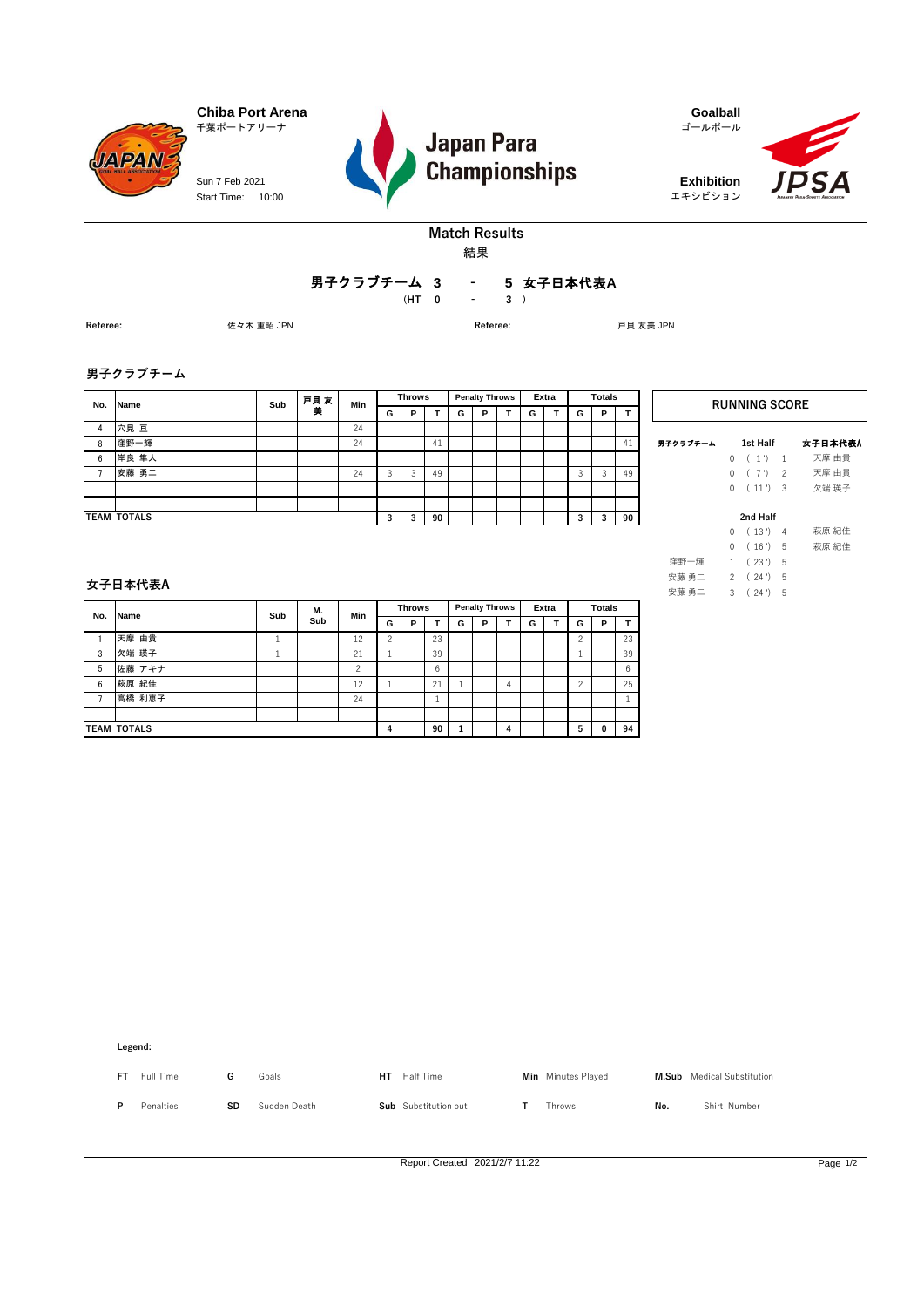Chiba Port Arena
千葉ポートアリーナ

Sun 7 Feb 2021
Start Time: 10:00

# Japan Para Championships

Goalball
ゴールボール

Exhibition
エキシビション

## Match Results
結果

**男子クラブチーム 3 - 5 女子日本代表A**
(HT 0 - 3 )

**Referee:** 佐々木 重昭 JPN　　**Referee:** 戸貝 友美 JPN

### 男子クラブチーム

| No. | Name | Sub | 戸貝 友美 | Min | Throws | | | Penalty Throws | | | Extra | | Totals | | |
|---|---|---|---|---|---|---|---|---|---|---|---|---|---|---|---|
| | | | | | G | P | T | G | P | T | G | T | G | P | T |
| 4 | 穴見 亘 | | | 24 | | | | | | | | | | | |
| 8 | 窪野一輝 | | | 24 | | | 41 | | | | | | | | 41 |
| 6 | 岸良 隼人 | | | | | | | | | | | | | | |
| 7 | 安藤 勇二 | | | 24 | 3 | 3 | 49 | | | | | | 3 | 3 | 49 |
| | | | | | | | | | | | | | | | |
| | | | | | | | | | | | | | | | |
| TEAM TOTALS | | | | | 3 | 3 | 90 | | | | | | 3 | 3 | 90 |

### 女子日本代表A

| No. | Name | Sub | M. Sub | Min | Throws | | | Penalty Throws | | | Extra | | Totals | | |
|---|---|---|---|---|---|---|---|---|---|---|---|---|---|---|---|
| | | | | | G | P | T | G | P | T | G | T | G | P | T |
| 1 | 天摩 由貴 | 1 | | 12 | 2 | | 23 | | | | | | 2 | | 23 |
| 3 | 欠端 瑛子 | 1 | | 21 | 1 | | 39 | | | | | | 1 | | 39 |
| 5 | 佐藤 アキナ | | | 2 | | | 6 | | | | | | | | 6 |
| 6 | 萩原 紀佳 | | | 12 | 1 | | 21 | 1 | | 4 | | | 2 | | 25 |
| 7 | 高橋 利恵子 | | | 24 | | | 1 | | | | | | | | 1 |
| | | | | | | | | | | | | | | | |
| TEAM TOTALS | | | | | 4 | | 90 | 1 | | 4 | | | 5 | 0 | 94 |

### RUNNING SCORE

| 男子クラブチーム | Score | Time | Score | 女子日本代表A |
|---|---|---|---|---|
| | | 1st Half | | |
| | 0 | ( 1') | 1 | 天摩 由貴 |
| | 0 | ( 7') | 2 | 天摩 由貴 |
| | 0 | ( 11') | 3 | 欠端 瑛子 |
| | | 2nd Half | | |
| | 0 | ( 13') | 4 | 萩原 紀佳 |
| | 0 | ( 16') | 5 | 萩原 紀佳 |
| 窪野一輝 | 1 | ( 23') | 5 | |
| 安藤 勇二 | 2 | ( 24') | 5 | |
| 安藤 勇二 | 3 | ( 24') | 5 | |

**Legend:**

| | | | | | | | | | |
|---|---|---|---|---|---|---|---|---|---|
| **FT** | Full Time | **G** | Goals | **HT** | Half Time | **Min** | Minutes Played | **M.Sub** | Medical Substitution |
| **P** | Penalties | **SD** | Sudden Death | **Sub** | Substitution out | **T** | Throws | **No.** | Shirt Number |

Report Created 2021/2/7 11:22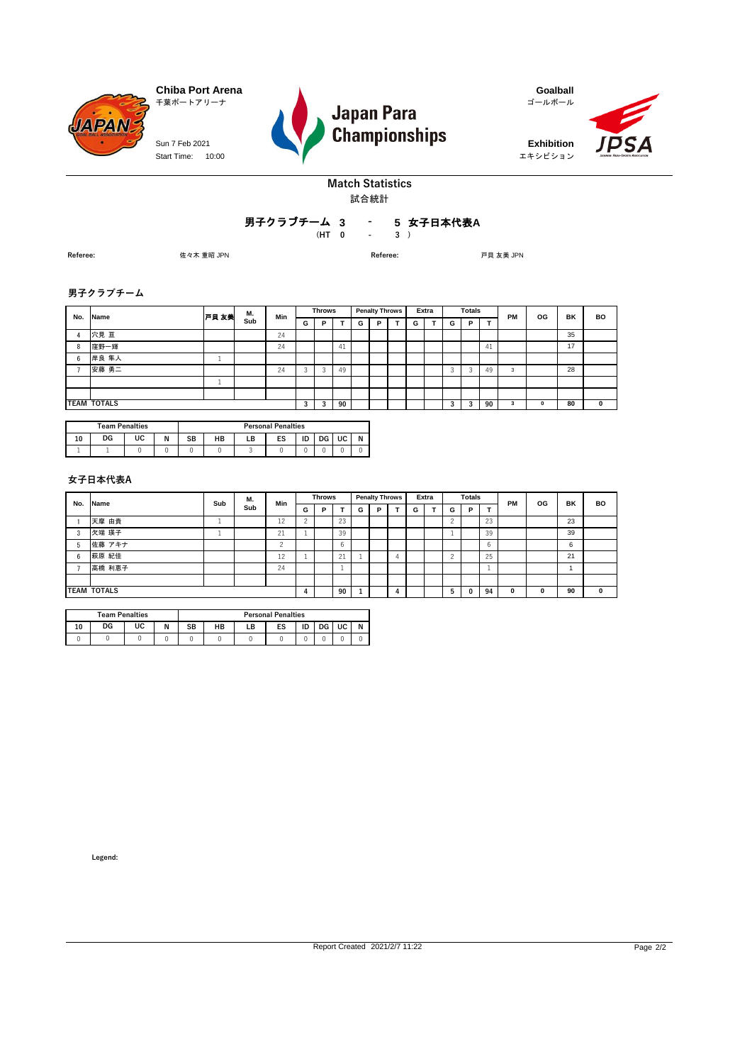Chiba Port Arena
千葉ポートアリーナ

Sun 7 Feb 2021
Start Time: 10:00

# Japan Para Championships

Goalball
ゴールボール

Exhibition
エキシビション

## Match Statistics
試合統計

**男子クラブチーム 3 - 5 女子日本代表A**
(HT 0 - 3 )

Referee: 佐々木 重昭 JPN　　Referee: 戸貝 友美 JPN

### 男子クラブチーム

| No. | Name | 戸貝 友美 | M. Sub | Min | Throws | | | Penalty Throws | | | Extra | | Totals | | | PM | OG | BK | BO |
|---|---|---|---|---|---|---|---|---|---|---|---|---|---|---|---|---|---|---|---|
| | | | | | G | P | T | G | P | T | G | T | G | P | T | | | | |
| 4 | 穴見 亘 | | | 24 | | | | | | | | | | | | | | 35 | |
| 8 | 窪野一輝 | | | 24 | | | 41 | | | | | | | | 41 | | | 17 | |
| 6 | 岸良 隼人 | 1 | | | | | | | | | | | | | | | | | |
| 7 | 安藤 勇二 | | | 24 | 3 | 3 | 49 | | | | | | 3 | 3 | 49 | 3 | | 28 | |
| | | 1 | | | | | | | | | | | | | | | | | |
| | | | | | | | | | | | | | | | | | | | |
| TEAM TOTALS | | | | | 3 | 3 | 90 | | | | | | 3 | 3 | 90 | 3 | 0 | 80 | 0 |

| Team Penalties | | | | Personal Penalties | | | | | | | |
|---|---|---|---|---|---|---|---|---|---|---|---|
| 10 | DG | UC | N | SB | HB | LB | ES | ID | DG | UC | N |
| 1 | 1 | 0 | 0 | 0 | 0 | 3 | 0 | 0 | 0 | 0 | 0 |

### 女子日本代表A

| No. | Name | Sub | M. Sub | Min | Throws | | | Penalty Throws | | | Extra | | Totals | | | PM | OG | BK | BO |
|---|---|---|---|---|---|---|---|---|---|---|---|---|---|---|---|---|---|---|---|
| | | | | | G | P | T | G | P | T | G | T | G | P | T | | | | |
| 1 | 天摩 由貴 | 1 | | 12 | 2 | | 23 | | | | | | 2 | | 23 | | | 23 | |
| 3 | 欠端 瑛子 | 1 | | 21 | 1 | | 39 | | | | | | 1 | | 39 | | | 39 | |
| 5 | 佐藤 アキナ | | | 2 | | | 6 | | | | | | | | 6 | | | 6 | |
| 6 | 萩原 紀佳 | | | 12 | 1 | | 21 | 1 | | 4 | | | 2 | | 25 | | | 21 | |
| 7 | 高橋 利恵子 | | | 24 | | | 1 | | | | | | | | 1 | | | 1 | |
| | | | | | | | | | | | | | | | | | | | |
| TEAM TOTALS | | | | | 4 | | 90 | 1 | | 4 | | | 5 | 0 | 94 | 0 | 0 | 90 | 0 |

| Team Penalties | | | | Personal Penalties | | | | | | | |
|---|---|---|---|---|---|---|---|---|---|---|---|
| 10 | DG | UC | N | SB | HB | LB | ES | ID | DG | UC | N |
| 0 | 0 | 0 | 0 | 0 | 0 | 0 | 0 | 0 | 0 | 0 | 0 |

Legend:

Report Created 2021/2/7 11:22